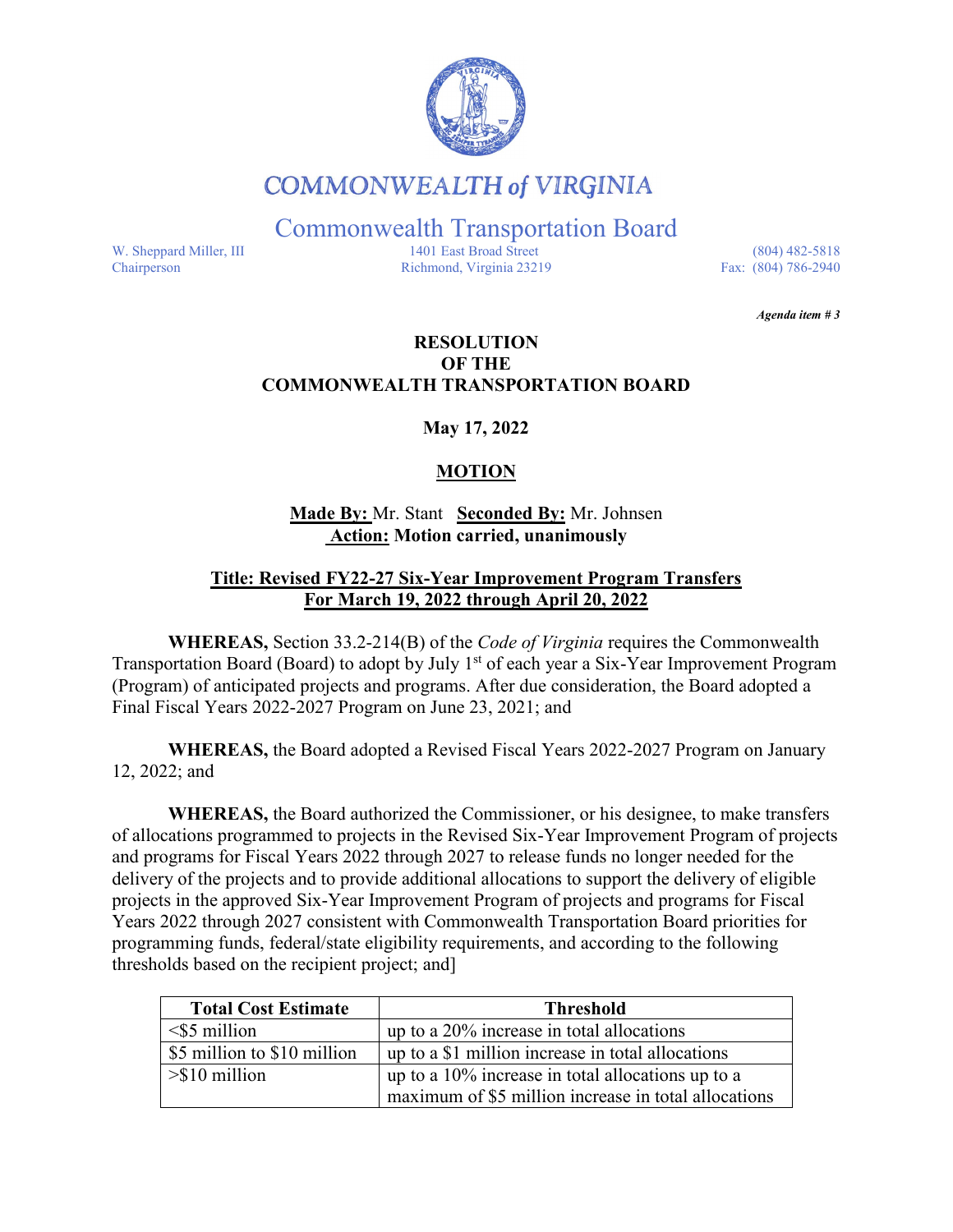# COMMONWEALTH of VIRGINIA

## Commonwealth Transportation Board

W. Sheppard Miller, III
Chairperson

1401 East Broad Street
Richmond, Virginia 23219

(804) 482-5818
Fax: (804) 786-2940

***Agenda item # 3***

**RESOLUTION**
**OF THE**
**COMMONWEALTH TRANSPORTATION BOARD**

**May 17, 2022**

**MOTION**

**Made By:** Mr. Stant **Seconded By:** Mr. Johnsen
**Action: Motion carried, unanimously**

**Title: Revised FY22-27 Six-Year Improvement Program Transfers For March 19, 2022 through April 20, 2022**

**WHEREAS,** Section 33.2-214(B) of the *Code of Virginia* requires the Commonwealth Transportation Board (Board) to adopt by July 1st of each year a Six-Year Improvement Program (Program) of anticipated projects and programs. After due consideration, the Board adopted a Final Fiscal Years 2022-2027 Program on June 23, 2021; and

**WHEREAS,** the Board adopted a Revised Fiscal Years 2022-2027 Program on January 12, 2022; and

**WHEREAS,** the Board authorized the Commissioner, or his designee, to make transfers of allocations programmed to projects in the Revised Six-Year Improvement Program of projects and programs for Fiscal Years 2022 through 2027 to release funds no longer needed for the delivery of the projects and to provide additional allocations to support the delivery of eligible projects in the approved Six-Year Improvement Program of projects and programs for Fiscal Years 2022 through 2027 consistent with Commonwealth Transportation Board priorities for programming funds, federal/state eligibility requirements, and according to the following thresholds based on the recipient project; and]

| Total Cost Estimate | Threshold |
|---|---|
| <$5 million | up to a 20% increase in total allocations |
| $5 million to $10 million | up to a $1 million increase in total allocations |
| >$10 million | up to a 10% increase in total allocations up to a maximum of $5 million increase in total allocations |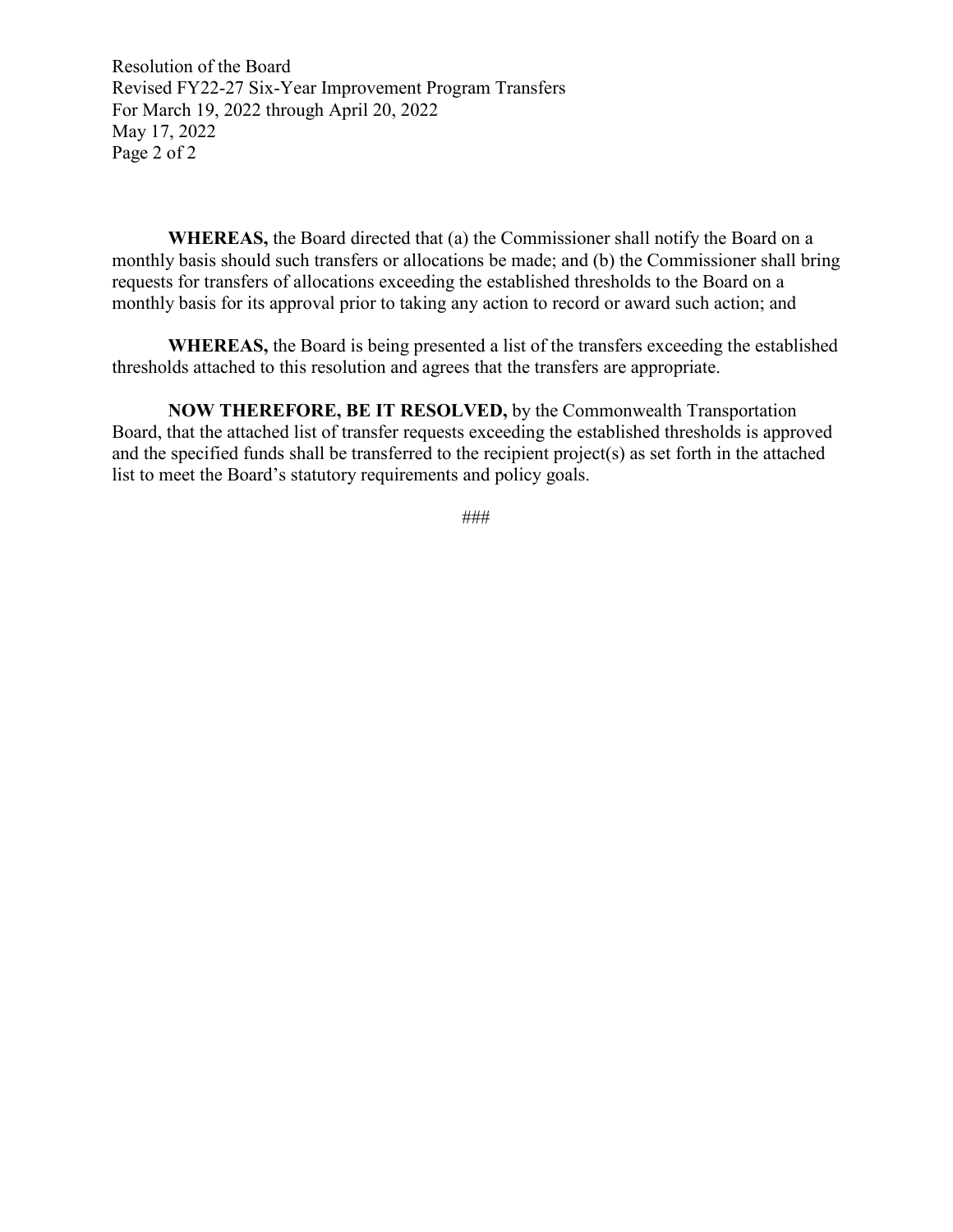**WHEREAS,** the Board directed that (a) the Commissioner shall notify the Board on a monthly basis should such transfers or allocations be made; and (b) the Commissioner shall bring requests for transfers of allocations exceeding the established thresholds to the Board on a monthly basis for its approval prior to taking any action to record or award such action; and

**WHEREAS,** the Board is being presented a list of the transfers exceeding the established thresholds attached to this resolution and agrees that the transfers are appropriate.

**NOW THEREFORE, BE IT RESOLVED,** by the Commonwealth Transportation Board, that the attached list of transfer requests exceeding the established thresholds is approved and the specified funds shall be transferred to the recipient project(s) as set forth in the attached list to meet the Board's statutory requirements and policy goals.

###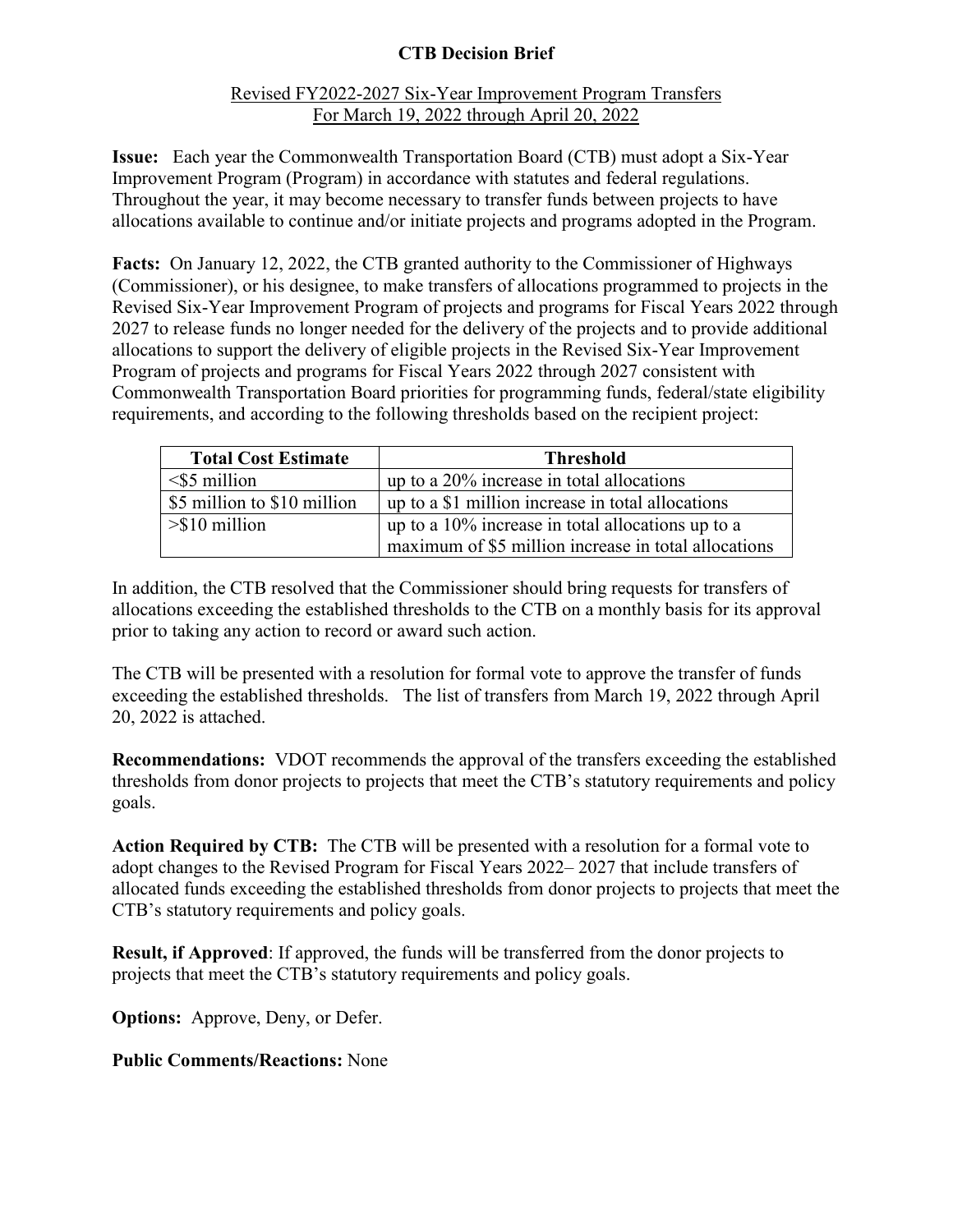# CTB Decision Brief

## Revised FY2022-2027 Six-Year Improvement Program Transfers For March 19, 2022 through April 20, 2022

**Issue:** Each year the Commonwealth Transportation Board (CTB) must adopt a Six-Year Improvement Program (Program) in accordance with statutes and federal regulations. Throughout the year, it may become necessary to transfer funds between projects to have allocations available to continue and/or initiate projects and programs adopted in the Program.

**Facts:** On January 12, 2022, the CTB granted authority to the Commissioner of Highways (Commissioner), or his designee, to make transfers of allocations programmed to projects in the Revised Six-Year Improvement Program of projects and programs for Fiscal Years 2022 through 2027 to release funds no longer needed for the delivery of the projects and to provide additional allocations to support the delivery of eligible projects in the Revised Six-Year Improvement Program of projects and programs for Fiscal Years 2022 through 2027 consistent with Commonwealth Transportation Board priorities for programming funds, federal/state eligibility requirements, and according to the following thresholds based on the recipient project:

| Total Cost Estimate | Threshold |
|---|---|
| <$5 million | up to a 20% increase in total allocations |
| $5 million to $10 million | up to a $1 million increase in total allocations |
| >$10 million | up to a 10% increase in total allocations up to a maximum of $5 million increase in total allocations |

In addition, the CTB resolved that the Commissioner should bring requests for transfers of allocations exceeding the established thresholds to the CTB on a monthly basis for its approval prior to taking any action to record or award such action.

The CTB will be presented with a resolution for formal vote to approve the transfer of funds exceeding the established thresholds. The list of transfers from March 19, 2022 through April 20, 2022 is attached.

**Recommendations:** VDOT recommends the approval of the transfers exceeding the established thresholds from donor projects to projects that meet the CTB's statutory requirements and policy goals.

**Action Required by CTB:** The CTB will be presented with a resolution for a formal vote to adopt changes to the Revised Program for Fiscal Years 2022– 2027 that include transfers of allocated funds exceeding the established thresholds from donor projects to projects that meet the CTB's statutory requirements and policy goals.

**Result, if Approved**: If approved, the funds will be transferred from the donor projects to projects that meet the CTB's statutory requirements and policy goals.

**Options:** Approve, Deny, or Defer.

**Public Comments/Reactions:** None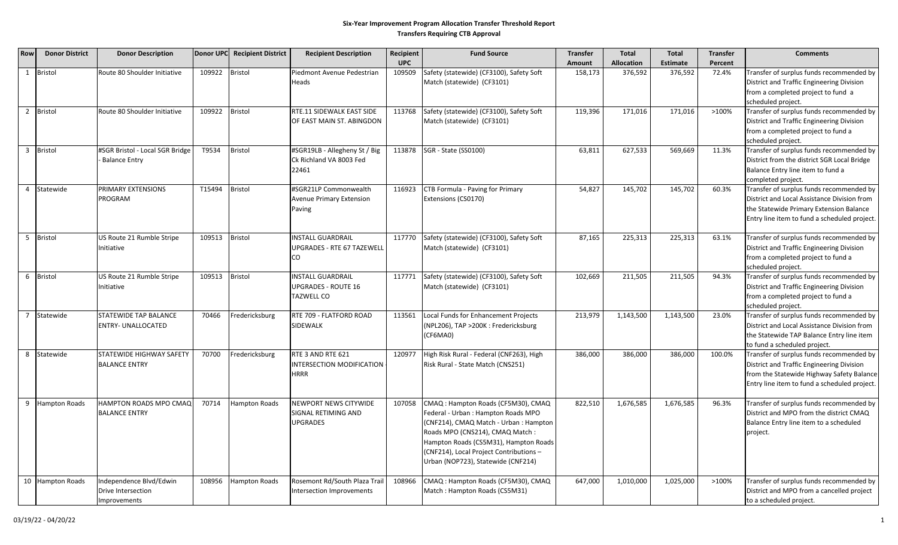# Six-Year Improvement Program Allocation Transfer Threshold Report

## Transfers Requiring CTB Approval

| Row | Donor District | Donor Description | Donor UPC | Recipient District | Recipient Description | Recipient UPC | Fund Source | Transfer Amount | Total Allocation | Total Estimate | Transfer Percent | Comments |
|---|---|---|---|---|---|---|---|---|---|---|---|---|
| 1 | Bristol | Route 80 Shoulder Initiative | 109922 | Bristol | Piedmont Avenue Pedestrian Heads | 109509 | Safety (statewide) (CF3100), Safety Soft Match (statewide) (CF3101) | 158,173 | 376,592 | 376,592 | 72.4% | Transfer of surplus funds recommended by District and Traffic Engineering Division from a completed project to fund a scheduled project. |
| 2 | Bristol | Route 80 Shoulder Initiative | 109922 | Bristol | RTE.11 SIDEWALK EAST SIDE OF EAST MAIN ST. ABINGDON | 113768 | Safety (statewide) (CF3100), Safety Soft Match (statewide) (CF3101) | 119,396 | 171,016 | 171,016 | >100% | Transfer of surplus funds recommended by District and Traffic Engineering Division from a completed project to fund a scheduled project. |
| 3 | Bristol | #SGR Bristol - Local SGR Bridge - Balance Entry | T9534 | Bristol | #SGR19LB - Allegheny St / Big Ck Richland VA 8003 Fed 22461 | 113878 | SGR - State (SS0100) | 63,811 | 627,533 | 569,669 | 11.3% | Transfer of surplus funds recommended by District from the district SGR Local Bridge Balance Entry line item to fund a completed project. |
| 4 | Statewide | PRIMARY EXTENSIONS PROGRAM | T15494 | Bristol | #SGR21LP Commonwealth Avenue Primary Extension Paving | 116923 | CTB Formula - Paving for Primary Extensions (CS0170) | 54,827 | 145,702 | 145,702 | 60.3% | Transfer of surplus funds recommended by District and Local Assistance Division from the Statewide Primary Extension Balance Entry line item to fund a scheduled project. |
| 5 | Bristol | US Route 21 Rumble Stripe Initiative | 109513 | Bristol | INSTALL GUARDRAIL UPGRADES - RTE 67 TAZEWELL CO | 117770 | Safety (statewide) (CF3100), Safety Soft Match (statewide) (CF3101) | 87,165 | 225,313 | 225,313 | 63.1% | Transfer of surplus funds recommended by District and Traffic Engineering Division from a completed project to fund a scheduled project. |
| 6 | Bristol | US Route 21 Rumble Stripe Initiative | 109513 | Bristol | INSTALL GUARDRAIL UPGRADES - ROUTE 16 TAZWELL CO | 117771 | Safety (statewide) (CF3100), Safety Soft Match (statewide) (CF3101) | 102,669 | 211,505 | 211,505 | 94.3% | Transfer of surplus funds recommended by District and Traffic Engineering Division from a completed project to fund a scheduled project. |
| 7 | Statewide | STATEWIDE TAP BALANCE ENTRY- UNALLOCATED | 70466 | Fredericksburg | RTE 709 - FLATFORD ROAD SIDEWALK | 113561 | Local Funds for Enhancement Projects (NPL206), TAP >200K : Fredericksburg (CF6MA0) | 213,979 | 1,143,500 | 1,143,500 | 23.0% | Transfer of surplus funds recommended by District and Local Assistance Division from the Statewide TAP Balance Entry line item to fund a scheduled project. |
| 8 | Statewide | STATEWIDE HIGHWAY SAFETY BALANCE ENTRY | 70700 | Fredericksburg | RTE 3 AND RTE 621 INTERSECTION MODIFICATION - HRRR | 120977 | High Risk Rural - Federal (CNF263), High Risk Rural - State Match (CNS251) | 386,000 | 386,000 | 386,000 | 100.0% | Transfer of surplus funds recommended by District and Traffic Engineering Division from the Statewide Highway Safety Balance Entry line item to fund a scheduled project. |
| 9 | Hampton Roads | HAMPTON ROADS MPO CMAQ BALANCE ENTRY | 70714 | Hampton Roads | NEWPORT NEWS CITYWIDE SIGNAL RETIMING AND UPGRADES | 107058 | CMAQ : Hampton Roads (CF5M30), CMAQ Federal - Urban : Hampton Roads MPO (CNF214), CMAQ Match - Urban : Hampton Roads MPO (CNS214), CMAQ Match : Hampton Roads (CS5M31), Hampton Roads (CNF214), Local Project Contributions – Urban (NOP723), Statewide (CNF214) | 822,510 | 1,676,585 | 1,676,585 | 96.3% | Transfer of surplus funds recommended by District and MPO from the district CMAQ Balance Entry line item to a scheduled project. |
| 10 | Hampton Roads | Independence Blvd/Edwin Drive Intersection Improvements | 108956 | Hampton Roads | Rosemont Rd/South Plaza Trail Intersection Improvements | 108966 | CMAQ : Hampton Roads (CF5M30), CMAQ Match : Hampton Roads (CS5M31) | 647,000 | 1,010,000 | 1,025,000 | >100% | Transfer of surplus funds recommended by District and MPO from a cancelled project to a scheduled project. |

03/19/22 - 04/20/22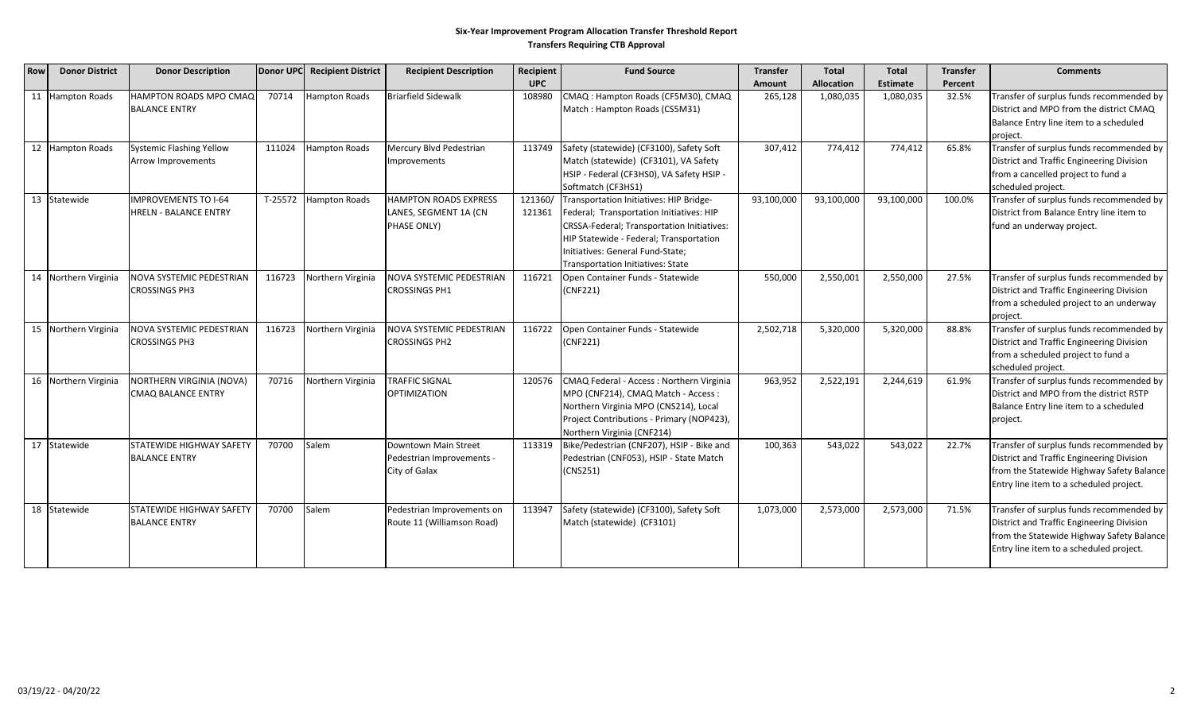## Six-Year Improvement Program Allocation Transfer Threshold Report

### Transfers Requiring CTB Approval

| Row | Donor District | Donor Description | Donor UPC | Recipient District | Recipient Description | Recipient UPC | Fund Source | Transfer Amount | Total Allocation | Total Estimate | Transfer Percent | Comments |
|---|---|---|---|---|---|---|---|---|---|---|---|---|
| 11 | Hampton Roads | HAMPTON ROADS MPO CMAQ BALANCE ENTRY | 70714 | Hampton Roads | Briarfield Sidewalk | 108980 | CMAQ : Hampton Roads (CF5M30), CMAQ Match : Hampton Roads (CS5M31) | 265,128 | 1,080,035 | 1,080,035 | 32.5% | Transfer of surplus funds recommended by District and MPO from the district CMAQ Balance Entry line item to a scheduled project. |
| 12 | Hampton Roads | Systemic Flashing Yellow Arrow Improvements | 111024 | Hampton Roads | Mercury Blvd Pedestrian Improvements | 113749 | Safety (statewide) (CF3100), Safety Soft Match (statewide) (CF3101), VA Safety HSIP - Federal (CF3HS0), VA Safety HSIP - Softmatch (CF3HS1) | 307,412 | 774,412 | 774,412 | 65.8% | Transfer of surplus funds recommended by District and Traffic Engineering Division from a cancelled project to fund a scheduled project. |
| 13 | Statewide | IMPROVEMENTS TO I-64 HRELN - BALANCE ENTRY | T-25572 | Hampton Roads | HAMPTON ROADS EXPRESS LANES, SEGMENT 1A (CN PHASE ONLY) | 121360/ 121361 | Transportation Initiatives: HIP Bridge-Federal; Transportation Initiatives: HIP CRSSA-Federal; Transportation Initiatives: HIP Statewide - Federal; Transportation Initiatives: General Fund-State; Transportation Initiatives: State | 93,100,000 | 93,100,000 | 93,100,000 | 100.0% | Transfer of surplus funds recommended by District from Balance Entry line item to fund an underway project. |
| 14 | Northern Virginia | NOVA SYSTEMIC PEDESTRIAN CROSSINGS PH3 | 116723 | Northern Virginia | NOVA SYSTEMIC PEDESTRIAN CROSSINGS PH1 | 116721 | Open Container Funds - Statewide (CNF221) | 550,000 | 2,550,001 | 2,550,000 | 27.5% | Transfer of surplus funds recommended by District and Traffic Engineering Division from a scheduled project to an underway project. |
| 15 | Northern Virginia | NOVA SYSTEMIC PEDESTRIAN CROSSINGS PH3 | 116723 | Northern Virginia | NOVA SYSTEMIC PEDESTRIAN CROSSINGS PH2 | 116722 | Open Container Funds - Statewide (CNF221) | 2,502,718 | 5,320,000 | 5,320,000 | 88.8% | Transfer of surplus funds recommended by District and Traffic Engineering Division from a scheduled project to fund a scheduled project. |
| 16 | Northern Virginia | NORTHERN VIRGINIA (NOVA) CMAQ BALANCE ENTRY | 70716 | Northern Virginia | TRAFFIC SIGNAL OPTIMIZATION | 120576 | CMAQ Federal - Access : Northern Virginia MPO (CNF214), CMAQ Match - Access : Northern Virginia MPO (CNS214), Local Project Contributions - Primary (NOP423), Northern Virginia (CNF214) | 963,952 | 2,522,191 | 2,244,619 | 61.9% | Transfer of surplus funds recommended by District and MPO from the district RSTP Balance Entry line item to a scheduled project. |
| 17 | Statewide | STATEWIDE HIGHWAY SAFETY BALANCE ENTRY | 70700 | Salem | Downtown Main Street Pedestrian Improvements - City of Galax | 113319 | Bike/Pedestrian (CNF207), HSIP - Bike and Pedestrian (CNF053), HSIP - State Match (CNS251) | 100,363 | 543,022 | 543,022 | 22.7% | Transfer of surplus funds recommended by District and Traffic Engineering Division from the Statewide Highway Safety Balance Entry line item to a scheduled project. |
| 18 | Statewide | STATEWIDE HIGHWAY SAFETY BALANCE ENTRY | 70700 | Salem | Pedestrian Improvements on Route 11 (Williamson Road) | 113947 | Safety (statewide) (CF3100), Safety Soft Match (statewide) (CF3101) | 1,073,000 | 2,573,000 | 2,573,000 | 71.5% | Transfer of surplus funds recommended by District and Traffic Engineering Division from the Statewide Highway Safety Balance Entry line item to a scheduled project. |

03/19/22 - 04/20/22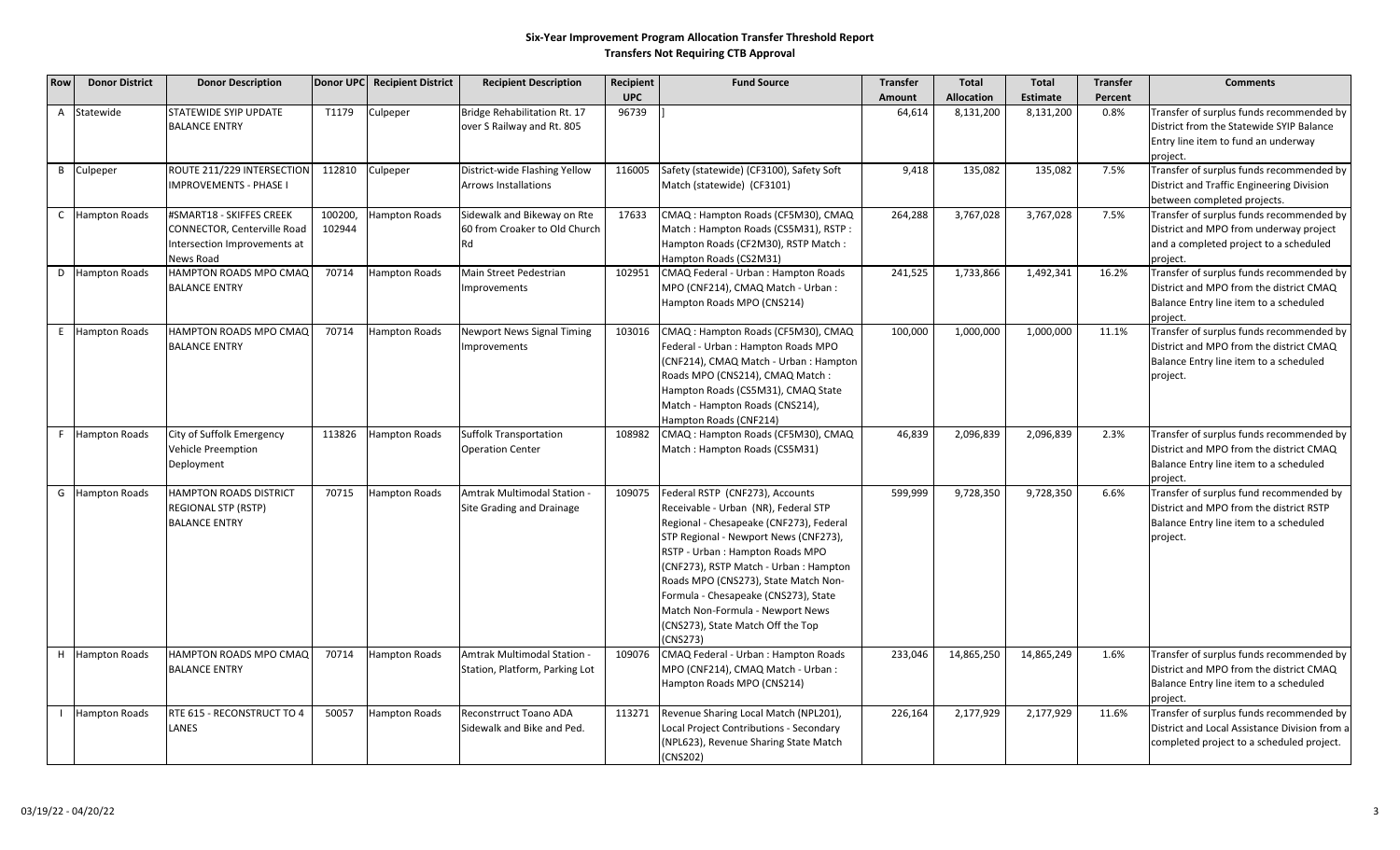# Six-Year Improvement Program Allocation Transfer Threshold Report

## Transfers Not Requiring CTB Approval

| Row | Donor District | Donor Description | Donor UPC | Recipient District | Recipient Description | Recipient UPC | Fund Source | Transfer Amount | Total Allocation | Total Estimate | Transfer Percent | Comments |
|---|---|---|---|---|---|---|---|---|---|---|---|---|
| A | Statewide | STATEWIDE SYIP UPDATE BALANCE ENTRY | T1179 | Culpeper | Bridge Rehabilitation Rt. 17 over S Railway and Rt. 805 | 96739 | ] | 64,614 | 8,131,200 | 8,131,200 | 0.8% | Transfer of surplus funds recommended by District from the Statewide SYIP Balance Entry line item to fund an underway project. |
| B | Culpeper | ROUTE 211/229 INTERSECTION IMPROVEMENTS - PHASE I | 112810 | Culpeper | District-wide Flashing Yellow Arrows Installations | 116005 | Safety (statewide) (CF3100), Safety Soft Match (statewide) (CF3101) | 9,418 | 135,082 | 135,082 | 7.5% | Transfer of surplus funds recommended by District and Traffic Engineering Division between completed projects. |
| C | Hampton Roads | #SMART18 - SKIFFES CREEK CONNECTOR, Centerville Road Intersection Improvements at News Road | 100200, 102944 | Hampton Roads | Sidewalk and Bikeway on Rte 60 from Croaker to Old Church Rd | 17633 | CMAQ : Hampton Roads (CF5M30), CMAQ Match : Hampton Roads (CS5M31), RSTP : Hampton Roads (CF2M30), RSTP Match : Hampton Roads (CS2M31) | 264,288 | 3,767,028 | 3,767,028 | 7.5% | Transfer of surplus funds recommended by District and MPO from underway project and a completed project to a scheduled project. |
| D | Hampton Roads | HAMPTON ROADS MPO CMAQ BALANCE ENTRY | 70714 | Hampton Roads | Main Street Pedestrian Improvements | 102951 | CMAQ Federal - Urban : Hampton Roads MPO (CNF214), CMAQ Match - Urban : Hampton Roads MPO (CNS214) | 241,525 | 1,733,866 | 1,492,341 | 16.2% | Transfer of surplus funds recommended by District and MPO from the district CMAQ Balance Entry line item to a scheduled project. |
| E | Hampton Roads | HAMPTON ROADS MPO CMAQ BALANCE ENTRY | 70714 | Hampton Roads | Newport News Signal Timing Improvements | 103016 | CMAQ : Hampton Roads (CF5M30), CMAQ Federal - Urban : Hampton Roads MPO (CNF214), CMAQ Match - Urban : Hampton Roads MPO (CNS214), CMAQ Match : Hampton Roads (CS5M31), CMAQ State Match - Hampton Roads (CNS214), Hampton Roads (CNF214) | 100,000 | 1,000,000 | 1,000,000 | 11.1% | Transfer of surplus funds recommended by District and MPO from the district CMAQ Balance Entry line item to a scheduled project. |
| F | Hampton Roads | City of Suffolk Emergency Vehicle Preemption Deployment | 113826 | Hampton Roads | Suffolk Transportation Operation Center | 108982 | CMAQ : Hampton Roads (CF5M30), CMAQ Match : Hampton Roads (CS5M31) | 46,839 | 2,096,839 | 2,096,839 | 2.3% | Transfer of surplus funds recommended by District and MPO from the district CMAQ Balance Entry line item to a scheduled project. |
| G | Hampton Roads | HAMPTON ROADS DISTRICT REGIONAL STP (RSTP) BALANCE ENTRY | 70715 | Hampton Roads | Amtrak Multimodal Station - Site Grading and Drainage | 109075 | Federal RSTP (CNF273), Accounts Receivable - Urban (NR), Federal STP Regional - Chesapeake (CNF273), Federal STP Regional - Newport News (CNF273), RSTP - Urban : Hampton Roads MPO (CNF273), RSTP Match - Urban : Hampton Roads MPO (CNS273), State Match Non-Formula - Chesapeake (CNS273), State Match Non-Formula - Newport News (CNS273), State Match Off the Top (CNS273) | 599,999 | 9,728,350 | 9,728,350 | 6.6% | Transfer of surplus fund recommended by District and MPO from the district RSTP Balance Entry line item to a scheduled project. |
| H | Hampton Roads | HAMPTON ROADS MPO CMAQ BALANCE ENTRY | 70714 | Hampton Roads | Amtrak Multimodal Station - Station, Platform, Parking Lot | 109076 | CMAQ Federal - Urban : Hampton Roads MPO (CNF214), CMAQ Match - Urban : Hampton Roads MPO (CNS214) | 233,046 | 14,865,250 | 14,865,249 | 1.6% | Transfer of surplus funds recommended by District and MPO from the district CMAQ Balance Entry line item to a scheduled project. |
| I | Hampton Roads | RTE 615 - RECONSTRUCT TO 4 LANES | 50057 | Hampton Roads | Reconstrruct Toano ADA Sidewalk and Bike and Ped. | 113271 | Revenue Sharing Local Match (NPL201), Local Project Contributions - Secondary (NPL623), Revenue Sharing State Match (CNS202) | 226,164 | 2,177,929 | 2,177,929 | 11.6% | Transfer of surplus funds recommended by District and Local Assistance Division from a completed project to a scheduled project. |

03/19/22 - 04/20/22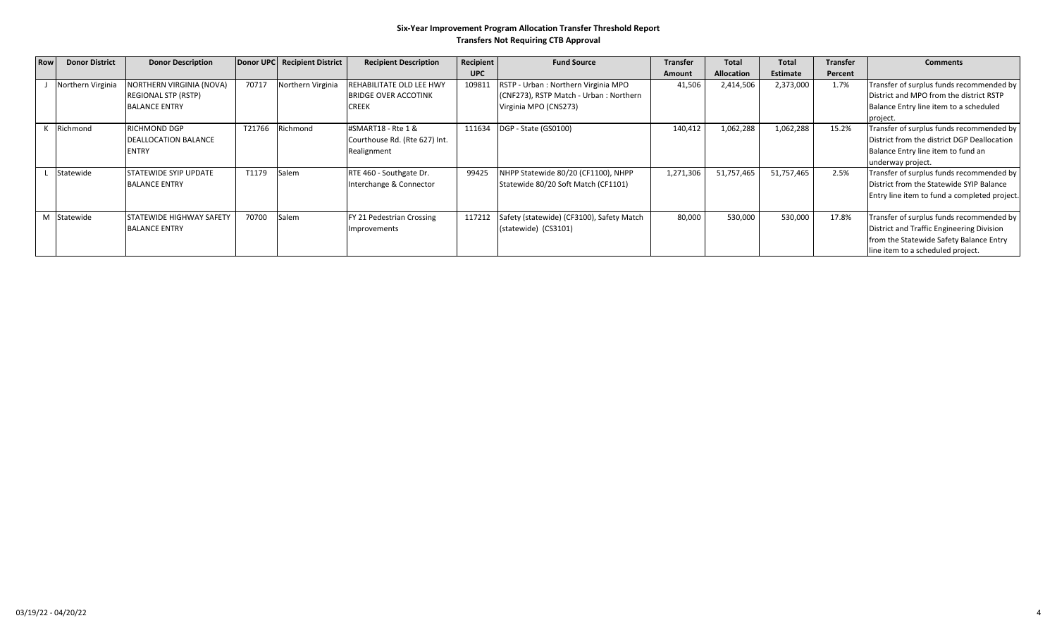# Six-Year Improvement Program Allocation Transfer Threshold Report

## Transfers Not Requiring CTB Approval

| Row | Donor District | Donor Description | Donor UPC | Recipient District | Recipient Description | Recipient UPC | Fund Source | Transfer Amount | Total Allocation | Total Estimate | Transfer Percent | Comments |
|---|---|---|---|---|---|---|---|---|---|---|---|---|
| J | Northern Virginia | NORTHERN VIRGINIA (NOVA) REGIONAL STP (RSTP) BALANCE ENTRY | 70717 | Northern Virginia | REHABILITATE OLD LEE HWY BRIDGE OVER ACCOTINK CREEK | 109811 | RSTP - Urban : Northern Virginia MPO (CNF273), RSTP Match - Urban : Northern Virginia MPO (CNS273) | 41,506 | 2,414,506 | 2,373,000 | 1.7% | Transfer of surplus funds recommended by District and MPO from the district RSTP Balance Entry line item to a scheduled project. |
| K | Richmond | RICHMOND DGP DEALLOCATION BALANCE ENTRY | T21766 | Richmond | #SMART18 - Rte 1 & Courthouse Rd. (Rte 627) Int. Realignment | 111634 | DGP - State (GS0100) | 140,412 | 1,062,288 | 1,062,288 | 15.2% | Transfer of surplus funds recommended by District from the district DGP Deallocation Balance Entry line item to fund an underway project. |
| L | Statewide | STATEWIDE SYIP UPDATE BALANCE ENTRY | T1179 | Salem | RTE 460 - Southgate Dr. Interchange & Connector | 99425 | NHPP Statewide 80/20 (CF1100), NHPP Statewide 80/20 Soft Match (CF1101) | 1,271,306 | 51,757,465 | 51,757,465 | 2.5% | Transfer of surplus funds recommended by District from the Statewide SYIP Balance Entry line item to fund a completed project. |
| M | Statewide | STATEWIDE HIGHWAY SAFETY BALANCE ENTRY | 70700 | Salem | FY 21 Pedestrian Crossing Improvements | 117212 | Safety (statewide) (CF3100), Safety Match (statewide) (CS3101) | 80,000 | 530,000 | 530,000 | 17.8% | Transfer of surplus funds recommended by District and Traffic Engineering Division from the Statewide Safety Balance Entry line item to a scheduled project. |

03/19/22 - 04/20/22